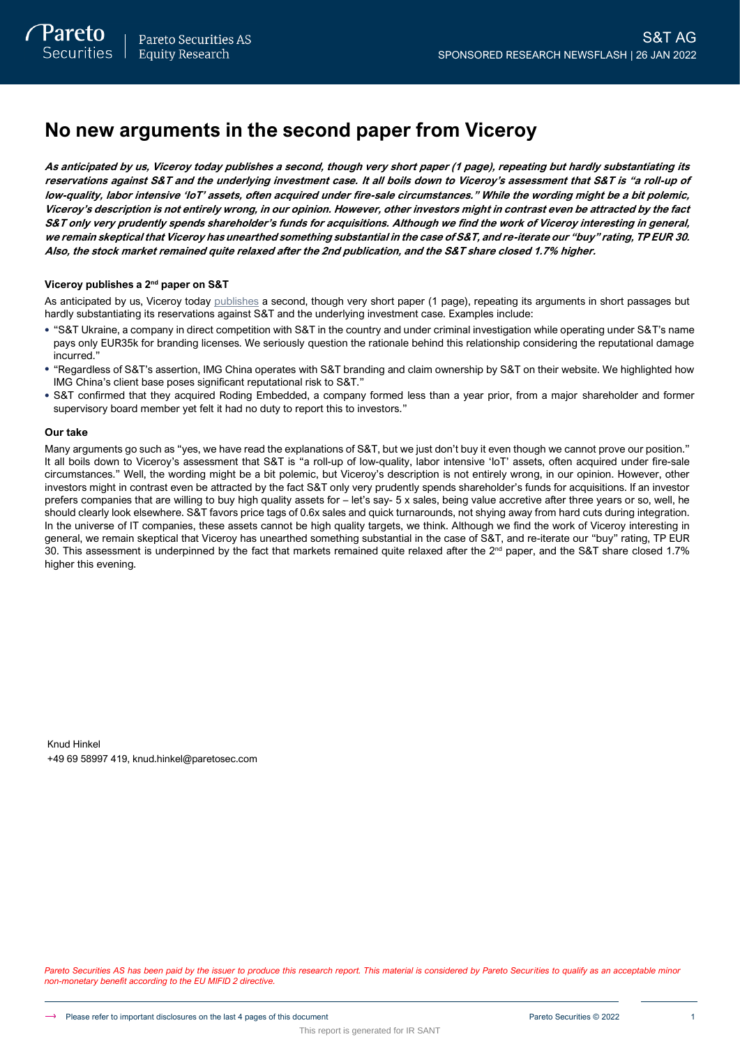# No new arguments in the second paper from Viceroy

***As anticipated by us, Viceroy today publishes a second, though very short paper (1 page), repeating but hardly substantiating its reservations against S&T and the underlying investment case. It all boils down to Viceroy's assessment that S&T is "a roll-up of low-quality, labor intensive 'IoT' assets, often acquired under fire-sale circumstances." While the wording might be a bit polemic, Viceroy's description is not entirely wrong, in our opinion. However, other investors might in contrast even be attracted by the fact S&T only very prudently spends shareholder's funds for acquisitions. Although we find the work of Viceroy interesting in general, we remain skeptical that Viceroy has unearthed something substantial in the case of S&T, and re-iterate our "buy" rating, TP EUR 30. Also, the stock market remained quite relaxed after the 2nd publication, and the S&T share closed 1.7% higher.***

### Viceroy publishes a 2nd paper on S&T

As anticipated by us, Viceroy today publishes a second, though very short paper (1 page), repeating its arguments in short passages but hardly substantiating its reservations against S&T and the underlying investment case. Examples include:

- "S&T Ukraine, a company in direct competition with S&T in the country and under criminal investigation while operating under S&T's name pays only EUR35k for branding licenses. We seriously question the rationale behind this relationship considering the reputational damage incurred."
- "Regardless of S&T's assertion, IMG China operates with S&T branding and claim ownership by S&T on their website. We highlighted how IMG China's client base poses significant reputational risk to S&T."
- S&T confirmed that they acquired Roding Embedded, a company formed less than a year prior, from a major shareholder and former supervisory board member yet felt it had no duty to report this to investors."

### Our take

Many arguments go such as "yes, we have read the explanations of S&T, but we just don't buy it even though we cannot prove our position." It all boils down to Viceroy's assessment that S&T is "a roll-up of low-quality, labor intensive 'IoT' assets, often acquired under fire-sale circumstances." Well, the wording might be a bit polemic, but Viceroy's description is not entirely wrong, in our opinion. However, other investors might in contrast even be attracted by the fact S&T only very prudently spends shareholder's funds for acquisitions. If an investor prefers companies that are willing to buy high quality assets for – let's say- 5 x sales, being value accretive after three years or so, well, he should clearly look elsewhere. S&T favors price tags of 0.6x sales and quick turnarounds, not shying away from hard cuts during integration. In the universe of IT companies, these assets cannot be high quality targets, we think. Although we find the work of Viceroy interesting in general, we remain skeptical that Viceroy has unearthed something substantial in the case of S&T, and re-iterate our "buy" rating, TP EUR 30. This assessment is underpinned by the fact that markets remained quite relaxed after the 2nd paper, and the S&T share closed 1.7% higher this evening.

Knud Hinkel
+49 69 58997 419, knud.hinkel@paretosec.com

*Pareto Securities AS has been paid by the issuer to produce this research report. This material is considered by Pareto Securities to qualify as an acceptable minor non-monetary benefit according to the EU MIFID 2 directive.*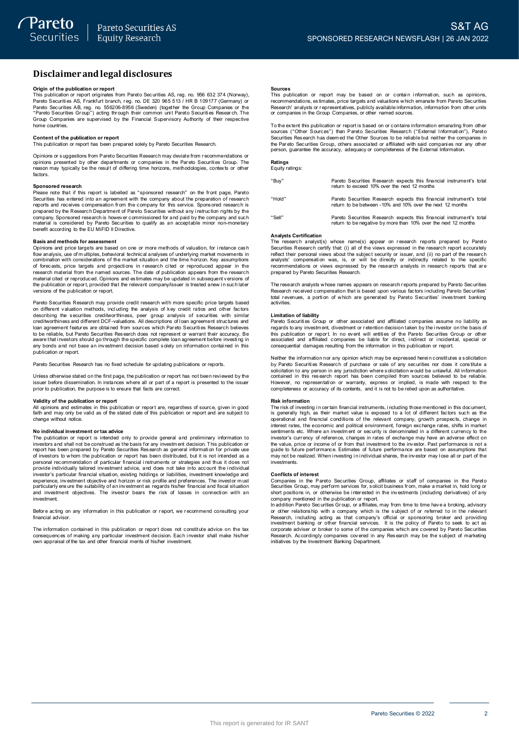# Disclaimer and legal disclosures

**Origin of the publication or report**
This publication or report originates from Pareto Securities AS, reg. no. 956 632 374 (Norway), Pareto Securities AS, Frankfurt branch, reg. no. DE 320 965 513 / HR B 109177 (Germany) or Pareto Securities AB, reg. no. 556206-8956 (Sweden) (together the Group Companies or the "Pareto Securities Group") acting through their common unit Pareto Securities Research. The Group Companies are supervised by the Financial Supervisory Authority of their respective home countries.

**Content of the publication or report**
This publication or report has been prepared solely by Pareto Securities Research.

Opinions or suggestions from Pareto Securities Research may deviate from recommendations or opinions presented by other departments or companies in the Pareto Securities Group. The reason may typically be the result of differing time horizons, methodologies, contexts or other factors.

**Sponsored research**
Please note that if this report is labelled as "sponsored research" on the front page, Pareto Securities has entered into an agreement with the company about the preparation of research reports and receives compensation from the company for this service. Sponsored research is prepared by the Research Department of Pareto Securities without any instruction rights by the company. Sponsored research is however commissioned for and paid by the company and such material is considered by Pareto Securities to qualify as an acceptable minor non-monetary benefit according to the EU MiFID II Directive.

**Basis and methods for assessment**
Opinions and price targets are based on one or more methods of valuation, for instance cash flow analysis, use of multiples, behavioral technical analyses of underlying market movements in combination with considerations of the market situation and the time horizon. Key assumptions of forecasts, price targets and projections in research cited or reproduced appear in the research material from the named sources. The date of publication appears from the research material cited or reproduced. Opinions and estimates may be updated in subsequent versions of the publication or report, provided that the relevant company/issuer is treated anew in such later versions of the publication or report.

Pareto Securities Research may provide credit research with more specific price targets based on different valuation methods, including the analysis of key credit ratios and other factors describing the securities creditworthiness, peer group analysis of securities with similar creditworthiness and different DCF-valuations. All descriptions of loan agreement structures and loan agreement features are obtained from sources which Pareto Securities Research believes to be reliable, but Pareto Securities Research does not represent or warrant their accuracy. Be aware that investors should go through the specific complete loan agreement before investing in any bonds and not base an investment decision based solely on information contained in this publication or report.

Pareto Securities Research has no fixed schedule for updating publications or reports.

Unless otherwise stated on the first page, the publication or report has not been reviewed by the issuer before dissemination. In instances where all or part of a report is presented to the issuer prior to publication, the purpose is to ensure that facts are correct.

**Validity of the publication or report**
All opinions and estimates in this publication or report are, regardless of source, given in good faith and may only be valid as of the stated date of this publication or report and are subject to change without notice.

**No individual investment or tax advice**
The publication or report is intended only to provide general and preliminary information to investors and shall not be construed as the basis for any investment decision. This publication or report has been prepared by Pareto Securities Research as general information for private use of investors to whom the publication or report has been distributed, but it is not intended as a personal recommendation of particular financial instruments or strategies and thus it does not provide individually tailored investment advice, and does not take into account the individual investor's particular financial situation, existing holdings or liabilities, investment knowledge and experience, investment objective and horizon or risk profile and preferences. The investor must particularly ensure the suitability of an investment as regards his/her financial and fiscal situation and investment objectives. The investor bears the risk of losses in connection with an investment.

Before acting on any information in this publication or report, we recommend consulting your financial advisor.

The information contained in this publication or report does not constitute advice on the tax consequences of making any particular investment decision. Each investor shall make his/her own appraisal of the tax and other financial merits of his/her investment.

**Sources**
This publication or report may be based on or contain information, such as opinions, recommendations, estimates, price targets and valuations which emanate from Pareto Securities Research' analysts or representatives, publicly available information, information from other units or companies in the Group Companies, or other named sources.

To the extent this publication or report is based on or contains information emanating from other sources ("Other Sources") than Pareto Securities Research ("External Information"), Pareto Securities Research has deemed the Other Sources to be reliable but neither the companies in the Pareto Securities Group, others associated or affiliated with said companies nor any other person, guarantee the accuracy, adequacy or completeness of the External Information.

**Ratings**
Equity ratings:

| | |
|---|---|
| "Buy" | Pareto Securities Research expects this financial instrument's total return to exceed 10% over the next 12 months |
| "Hold" | Pareto Securities Research expects this financial instrument's total return to be between -10% and 10% over the next 12 months |
| "Sell" | Pareto Securities Research expects this financial instrument's total return to be negative by more than 10% over the next 12 months |

**Analysts Certification**
The research analyst(s) whose name(s) appear on research reports prepared by Pareto Securities Research certify that: (i) all of the views expressed in the research report accurately reflect their personal views about the subject security or issuer, and (ii) no part of the research analysts' compensation was, is, or will be directly or indirectly related to the specific recommendations or views expressed by the research analysts in research reports that are prepared by Pareto Securities Research.

The research analysts whose names appears on research reports prepared by Pareto Securities Research received compensation that is based upon various factors including Pareto Securities' total revenues, a portion of which are generated by Pareto Securities' investment banking activities.

**Limitation of liability**
Pareto Securities Group or other associated and affiliated companies assume no liability as regards to any investment, divestment or retention decision taken by the investor on the basis of this publication or report. In no event will entities of the Pareto Securities Group or other associated and affiliated companies be liable for direct, indirect or incidental, special or consequential damages resulting from the information in this publication or report.

Neither the information nor any opinion which may be expressed herein constitutes a solicitation by Pareto Securities Research of purchase or sale of any securities nor does it constitute a solicitation to any person in any jurisdiction where solicitation would be unlawful. All information contained in this research report has been compiled from sources believed to be reliable. However, no representation or warranty, express or implied, is made with respect to the completeness or accuracy of its contents, and it is not to be relied upon as authoritative.

**Risk information**
The risk of investing in certain financial instruments, including those mentioned in this document, is generally high, as their market value is exposed to a lot of different factors such as the operational and financial conditions of the relevant company, growth prospects, change in interest rates, the economic and political environment, foreign exchange rates, shifts in market sentiments etc. Where an investment or security is denominated in a different currency to the investor's currency of reference, changes in rates of exchange may have an adverse effect on the value, price or income of or from that investment to the investor. Past performance is not a guide to future performance. Estimates of future performance are based on assumptions that may not be realized. When investing in individual shares, the investor may lose all or part of the investments.

**Conflicts of interest**
Companies in the Pareto Securities Group, affiliates or staff of companies in the Pareto Securities Group, may perform services for, solicit business from, make a market in, hold long or short positions in, or otherwise be interested in the investments (including derivatives) of any company mentioned in the publication or report.
In addition Pareto Securities Group, or affiliates, may from time to time have a broking, advisory or other relationship with a company which is the subject of or referred to in the relevant Research, including acting as that company's official or sponsoring broker and providing investment banking or other financial services. It is the policy of Pareto to seek to act as corporate adviser or broker to some of the companies which are covered by Pareto Securities Research. Accordingly companies covered in any Research may be the subject of marketing initiatives by the Investment Banking Department.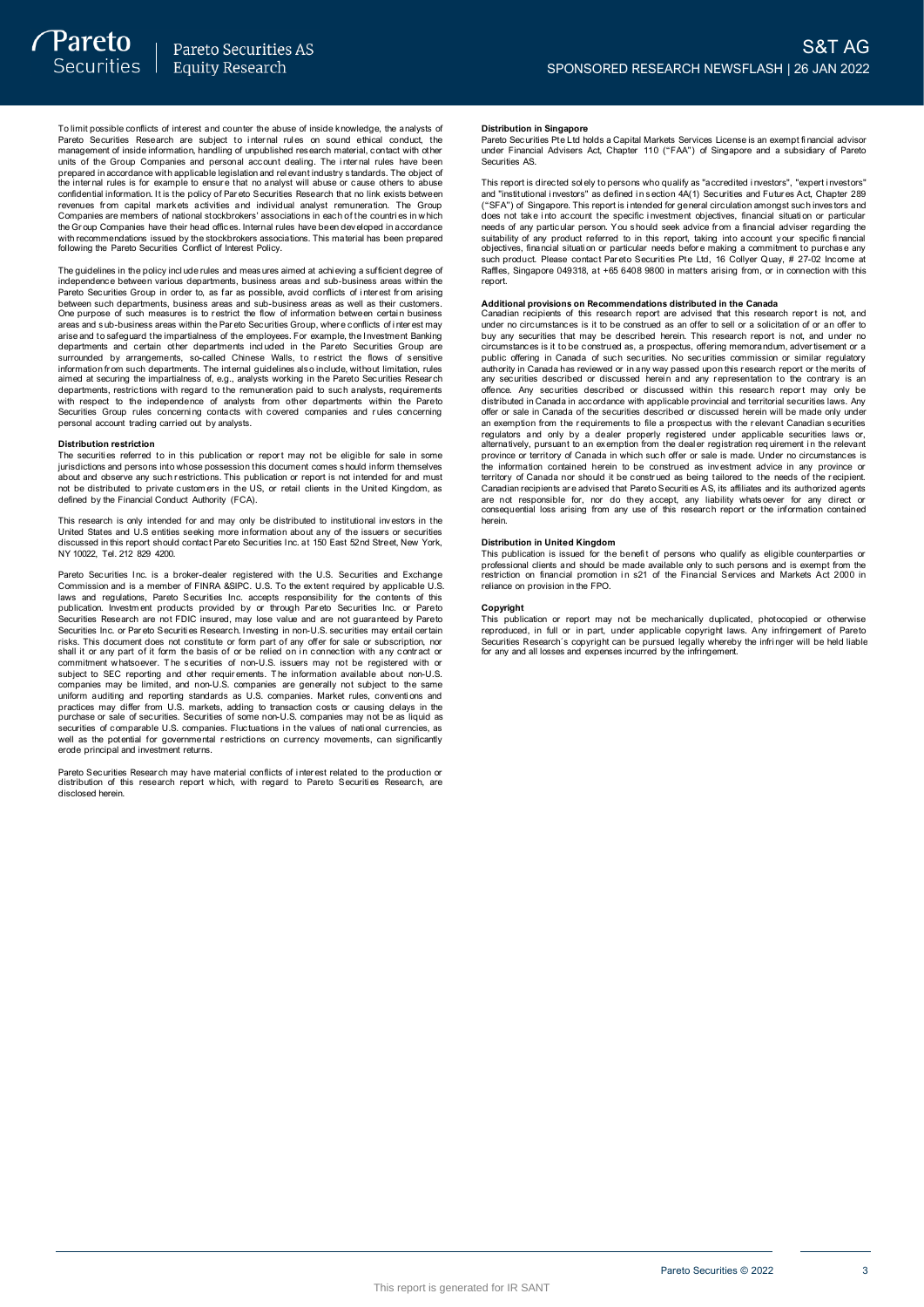To limit possible conflicts of interest and counter the abuse of inside knowledge, the analysts of Pareto Securities Research are subject to internal rules on sound ethical conduct, the management of inside information, handling of unpublished research material, contact with other units of the Group Companies and personal account dealing. The internal rules have been prepared in accordance with applicable legislation and relevant industry standards. The object of the internal rules is for example to ensure that no analyst will abuse or cause others to abuse confidential information. It is the policy of Pareto Securities Research that no link exists between revenues from capital markets activities and individual analyst remuneration. The Group Companies are members of national stockbrokers' associations in each of the countries in which the Group Companies have their head offices. Internal rules have been developed in accordance with recommendations issued by the stockbrokers associations. This material has been prepared following the Pareto Securities Conflict of Interest Policy.

The guidelines in the policy include rules and measures aimed at achieving a sufficient degree of independence between various departments, business areas and sub-business areas within the Pareto Securities Group in order to, as far as possible, avoid conflicts of interest from arising between such departments, business areas and sub-business areas as well as their customers. One purpose of such measures is to restrict the flow of information between certain business areas and sub-business areas within the Pareto Securities Group, where conflicts of interest may arise and to safeguard the impartialness of the employees. For example, the Investment Banking departments and certain other departments included in the Pareto Securities Group are surrounded by arrangements, so-called Chinese Walls, to restrict the flows of sensitive information from such departments. The internal guidelines also include, without limitation, rules aimed at securing the impartialness of, e.g., analysts working in the Pareto Securities Research departments, restrictions with regard to the remuneration paid to such analysts, requirements with respect to the independence of analysts from other departments within the Pareto Securities Group rules concerning contacts with covered companies and rules concerning personal account trading carried out by analysts.

**Distribution restriction**

The securities referred to in this publication or report may not be eligible for sale in some jurisdictions and persons into whose possession this document comes should inform themselves about and observe any such restrictions. This publication or report is not intended for and must not be distributed to private customers in the US, or retail clients in the United Kingdom, as defined by the Financial Conduct Authority (FCA).

This research is only intended for and may only be distributed to institutional investors in the United States and U.S entities seeking more information about any of the issuers or securities discussed in this report should contact Pareto Securities Inc. at 150 East 52nd Street, New York, NY 10022, Tel. 212 829 4200.

Pareto Securities Inc. is a broker-dealer registered with the U.S. Securities and Exchange Commission and is a member of FINRA &SIPC. U.S. To the extent required by applicable U.S. laws and regulations, Pareto Securities Inc. accepts responsibility for the contents of this publication. Investment products provided by or through Pareto Securities Inc. or Pareto Securities Research are not FDIC insured, may lose value and are not guaranteed by Pareto Securities Inc. or Pareto Securities Research. Investing in non-U.S. securities may entail certain risks. This document does not constitute or form part of any offer for sale or subscription, nor shall it or any part of it form the basis of or be relied on in connection with any contract or commitment whatsoever. The securities of non-U.S. issuers may not be registered with or subject to SEC reporting and other requirements. The information available about non-U.S. companies may be limited, and non-U.S. companies are generally not subject to the same uniform auditing and reporting standards as U.S. companies. Market rules, conventions and practices may differ from U.S. markets, adding to transaction costs or causing delays in the purchase or sale of securities. Securities of some non-U.S. companies may not be as liquid as securities of comparable U.S. companies. Fluctuations in the values of national currencies, as well as the potential for governmental restrictions on currency movements, can significantly erode principal and investment returns.

Pareto Securities Research may have material conflicts of interest related to the production or distribution of this research report which, with regard to Pareto Securities Research, are disclosed herein.

**Distribution in Singapore**

Pareto Securities Pte Ltd holds a Capital Markets Services License is an exempt financial advisor under Financial Advisers Act, Chapter 110 ("FAA") of Singapore and a subsidiary of Pareto Securities AS.

This report is directed solely to persons who qualify as "accredited investors", "expert investors" and "institutional investors" as defined in section 4A(1) Securities and Futures Act, Chapter 289 ("SFA") of Singapore. This report is intended for general circulation amongst such investors and does not take into account the specific investment objectives, financial situation or particular needs of any particular person. You should seek advice from a financial adviser regarding the suitability of any product referred to in this report, taking into account your specific financial objectives, financial situation or particular needs before making a commitment to purchase any such product. Please contact Pareto Securities Pte Ltd, 16 Collyer Quay, # 27-02 Income at Raffles, Singapore 049318, at +65 6408 9800 in matters arising from, or in connection with this report.

**Additional provisions on Recommendations distributed in the Canada**

Canadian recipients of this research report are advised that this research report is not, and under no circumstances is it to be construed as an offer to sell or a solicitation of or an offer to buy any securities that may be described herein. This research report is not, and under no circumstances is it to be construed as, a prospectus, offering memorandum, advertisement or a public offering in Canada of such securities. No securities commission or similar regulatory authority in Canada has reviewed or in any way passed upon this research report or the merits of any securities described or discussed herein and any representation to the contrary is an offence. Any securities described or discussed within this research report may only be distributed in Canada in accordance with applicable provincial and territorial securities laws. Any offer or sale in Canada of the securities described or discussed herein will be made only under an exemption from the requirements to file a prospectus with the relevant Canadian securities regulators and only by a dealer properly registered under applicable securities laws or, alternatively, pursuant to an exemption from the dealer registration requirement in the relevant province or territory of Canada in which such offer or sale is made. Under no circumstances is the information contained herein to be construed as investment advice in any province or territory of Canada nor should it be construed as being tailored to the needs of the recipient. Canadian recipients are advised that Pareto Securities AS, its affiliates and its authorized agents are not responsible for, nor do they accept, any liability whatsoever for any direct or consequential loss arising from any use of this research report or the information contained herein.

**Distribution in United Kingdom**

This publication is issued for the benefit of persons who qualify as eligible counterparties or professional clients and should be made available only to such persons and is exempt from the restriction on financial promotion in s21 of the Financial Services and Markets Act 2000 in reliance on provision in the FPO.

**Copyright**

This publication or report may not be mechanically duplicated, photocopied or otherwise reproduced, in full or in part, under applicable copyright laws. Any infringement of Pareto Securities Research´s copyright can be pursued legally whereby the infringer will be held liable for any and all losses and expenses incurred by the infringement.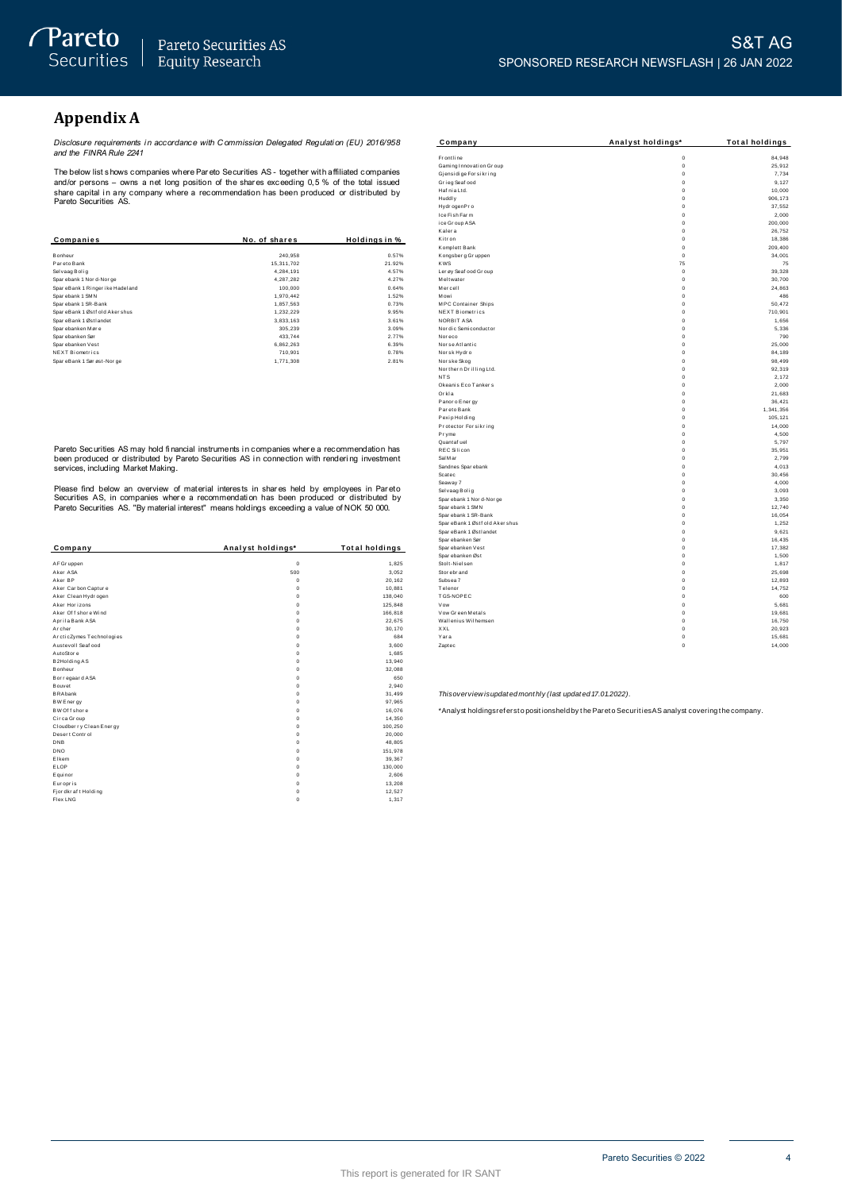## Appendix A

*Disclosure requirements in accordance with Commission Delegated Regulation (EU) 2016/958 and the FINRA Rule 2241*

The below list shows companies where Pareto Securities AS - together with affiliated companies and/or persons – owns a net long position of the shares exceeding 0,5 % of the total issued share capital in any company where a recommendation has been produced or distributed by Pareto Securities AS.

| Companies | No. of shares | Holdings in % |
|---|---|---|
| Bonheur | 240,958 | 0.57% |
| Pareto Bank | 15,311,702 | 21.92% |
| Selvaag Bolig | 4,284,191 | 4.57% |
| Sparebank 1 Nord-Norge | 4,287,282 | 4.27% |
| SpareBank 1 Ringerike Hadeland | 100,000 | 0.64% |
| Sparebank 1 SMN | 1,970,442 | 1.52% |
| Sparebank 1 SR-Bank | 1,857,563 | 0.73% |
| SpareBank 1 Østfold Akershus | 1,232,229 | 9.95% |
| SpareBank 1 Østlandet | 3,833,163 | 3.61% |
| Sparebanken Møre | 305,239 | 3.09% |
| Sparebanken Sør | 433,744 | 2.77% |
| Sparebanken Vest | 6,862,263 | 6.39% |
| NEXT Biometrics | 710,901 | 0.78% |
| SpareBank 1 Sørøst-Norge | 1,771,308 | 2.81% |

Pareto Securities AS may hold financial instruments in companies where a recommendation has been produced or distributed by Pareto Securities AS in connection with rendering investment services, including Market Making.

Please find below an overview of material interests in shares held by employees in Pareto Securities AS, in companies where a recommendation has been produced or distributed by Pareto Securities AS. "By material interest" means holdings exceeding a value of NOK 50 000.

| Company | Analyst holdings* | Total holdings |
|---|---|---|
| AF Gruppen | 0 | 1,825 |
| Aker ASA | 500 | 3,052 |
| Aker BP | 0 | 20,162 |
| Aker Carbon Capture | 0 | 10,881 |
| Aker Clean Hydrogen | 0 | 138,040 |
| Aker Horizons | 0 | 125,848 |
| Aker Offshore Wind | 0 | 166,818 |
| Aprila Bank ASA | 0 | 22,675 |
| Archer | 0 | 30,170 |
| ArcticZymes Technologies | 0 | 684 |
| Austevoll Seafood | 0 | 3,600 |
| AutoStore | 0 | 1,685 |
| B2Holding AS | 0 | 13,940 |
| Bonheur | 0 | 32,088 |
| Borregaard ASA | 0 | 650 |
| Bouvet | 0 | 2,940 |
| BRAbank | 0 | 31,499 |
| BW Energy | 0 | 97,965 |
| BW Offshore | 0 | 16,076 |
| Circa Group | 0 | 14,350 |
| Cloudberry Clean Energy | 0 | 100,250 |
| Desert Control | 0 | 20,000 |
| DNB | 0 | 48,805 |
| DNO | 0 | 151,978 |
| Elkem | 0 | 39,367 |
| ELOP | 0 | 130,000 |
| Equinor | 0 | 2,606 |
| Europris | 0 | 13,208 |
| Fjordkraft Holding | 0 | 12,527 |
| Flex LNG | 0 | 1,317 |
| Frontline | 0 | 84,948 |
| Gaming Innovation Group | 0 | 25,912 |
| Gjensidige Forsikring | 0 | 7,734 |
| Grieg Seafood | 0 | 9,127 |
| Hafnia Ltd. | 0 | 10,000 |
| Huddly | 0 | 906,173 |
| HydrogenPro | 0 | 37,552 |
| Ice Fish Farm | 0 | 2,000 |
| ice Group ASA | 0 | 200,000 |
| Kalera | 0 | 26,752 |
| Kitron | 0 | 18,386 |
| Komplett Bank | 0 | 209,400 |
| Kongsberg Gruppen | 0 | 34,001 |
| KWS | 75 | 75 |
| Lerøy Seafood Group | 0 | 39,328 |
| Meltwater | 0 | 30,700 |
| Mercell | 0 | 24,863 |
| Mowi | 0 | 486 |
| MPC Container Ships | 0 | 50,472 |
| NEXT Biometrics | 0 | 710,901 |
| NORBIT ASA | 0 | 1,656 |
| Nordic Semiconductor | 0 | 5,336 |
| Noreco | 0 | 790 |
| Norse Atlantic | 0 | 25,000 |
| Norsk Hydro | 0 | 84,189 |
| Norske Skog | 0 | 98,499 |
| Northern Drilling Ltd. | 0 | 92,319 |
| NTS | 0 | 2,172 |
| Okeanis Eco Tankers | 0 | 2,000 |
| Orkla | 0 | 21,683 |
| Panoro Energy | 0 | 36,421 |
| Pareto Bank | 0 | 1,341,356 |
| Pexip Holding | 0 | 105,121 |
| Protector Forsikring | 0 | 14,000 |
| Pryme | 0 | 4,500 |
| Quantafuel | 0 | 5,797 |
| REC Silicon | 0 | 35,951 |
| SalMar | 0 | 2,799 |
| Sandnes Sparebank | 0 | 4,013 |
| Scatec | 0 | 30,456 |
| Seaway 7 | 0 | 4,000 |
| Selvaag Bolig | 0 | 3,093 |
| Sparebank 1 Nord-Norge | 0 | 3,350 |
| Sparebank 1 SMN | 0 | 12,740 |
| Sparebank 1 SR-Bank | 0 | 16,054 |
| SpareBank 1 Østfold Akershus | 0 | 1,252 |
| SpareBank 1 Østlandet | 0 | 9,621 |
| Sparebanken Sør | 0 | 16,435 |
| Sparebanken Vest | 0 | 17,382 |
| Sparebanken Øst | 0 | 1,500 |
| Stolt-Nielsen | 0 | 1,817 |
| Storebrand | 0 | 25,698 |
| Subsea 7 | 0 | 12,893 |
| Telenor | 0 | 14,752 |
| TGS-NOPEC | 0 | 600 |
| Vow | 0 | 5,681 |
| Vow Green Metals | 0 | 19,681 |
| Wallenius Wilhemsen | 0 | 16,750 |
| XXL | 0 | 20,923 |
| Yara | 0 | 15,681 |
| Zaptec | 0 | 14,000 |

*This overview is updated monthly (last updated 17.01.2022).*

*Analyst holdings refers to positions held by the Pareto Securities AS analyst covering the company.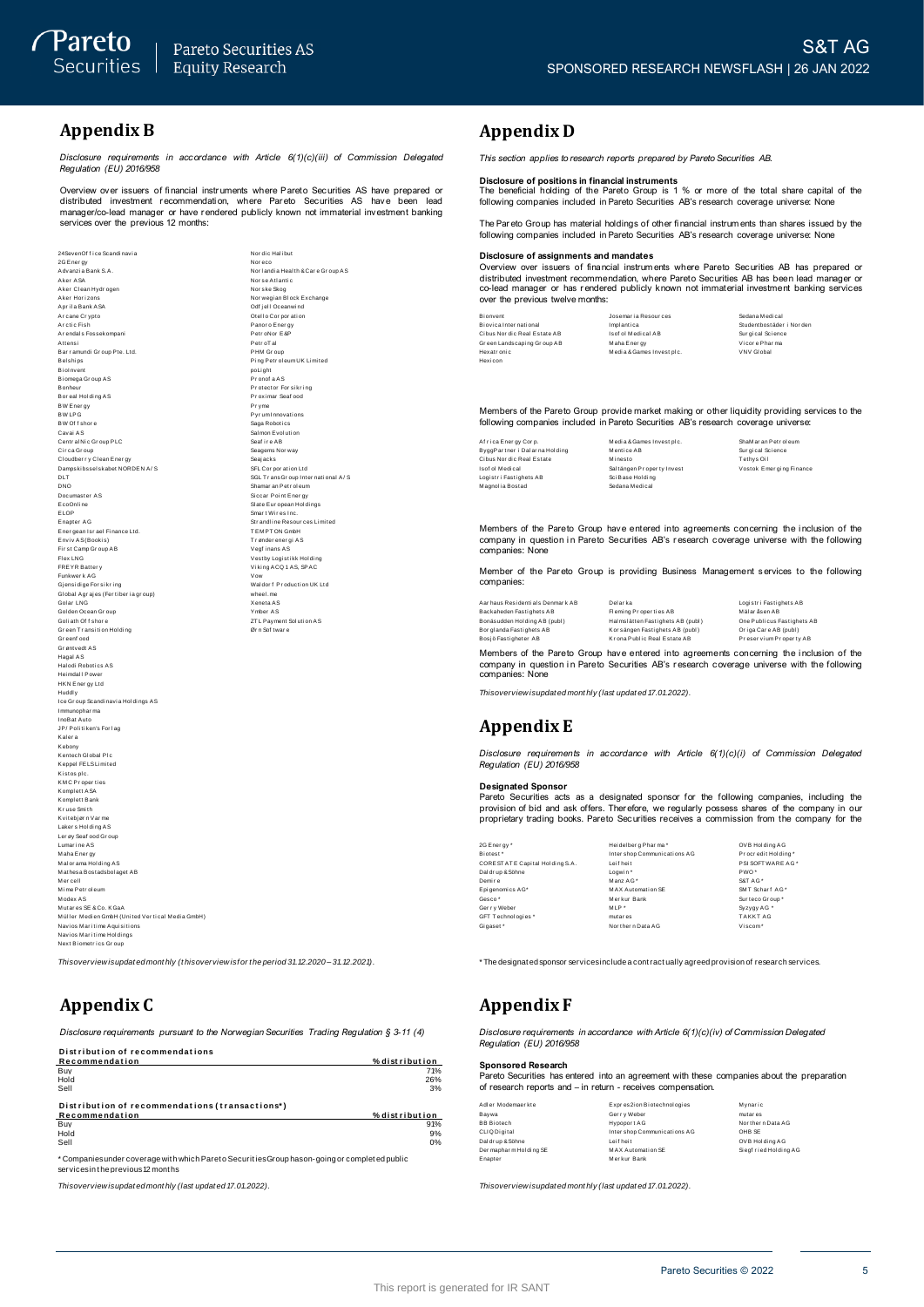## Appendix B

*Disclosure requirements in accordance with Article 6(1)(c)(iii) of Commission Delegated Regulation (EU) 2016/958*

Overview over issuers of financial instruments where Pareto Securities AS have prepared or distributed investment recommendation, where Pareto Securities AS have been lead manager/co-lead manager or have rendered publicly known not immaterial investment banking services over the previous 12 months:

| | |
|---|---|
| 24SevenOffice Scandinavia | Nordic Halibut |
| 2G Energy | Noreco |
| Advanzia Bank S.A. | Norlandia Health & Care Group AS |
| Aker ASA | Norse Atlantic |
| Aker Clean Hydrogen | Norske Skog |
| Aker Horizons | Norwegian Block Exchange |
| Aprila Bank ASA | Odfjell Oceanwind |
| Arcane Crypto | Otello Corporation |
| Arctic Fish | Panoro Energy |
| Arendals Fossekompani | PetroNor E&P |
| Attensi | PetroTal |
| Barramundi Group Pte. Ltd. | PHM Group |
| Belships | Ping Petroleum UK Limited |
| BioInvent | poLight |
| Biomega Group AS | Pronofa AS |
| Bonheur | Protector Forsikring |
| Boreal Holding AS | Proximar Seafood |
| BW Energy | Pryme |
| BW LPG | PyrumInnovations |
| BW Offshore | Saga Robotics |
| Cavai AS | Salmon Evolution |
| CentralNic Group PLC | Seafire AB |
| Circa Group | Seagems Norway |
| Cloudberry Clean Energy | Seajacks |
| Dampskibsselskabet NORDEN A/S | SFL Corporation Ltd |
| DLT | SGL TransGroup International A/S |
| DNO | Shamaran Petroleum |
| Documaster AS | Siccar Point Energy |
| EcoOnline | Slate European Holdings |
| ELOP | Smart Wires Inc. |
| Enapter AG | Strandline Resources Limited |
| Energean Israel Finance Ltd. | TEMPTON GmbH |
| Enviv AS (Bookis) | Trønder energi AS |
| First Camp Group AB | Vegfinans AS |
| Flex LNG | Vestby Logistikk Holding |
| FREYR Battery | Viking ACQ 1 AS, SPAC |
| Funkwerk AG | Vow |
| Gjensidige Forsikring | Waldorf Production UK Ltd |
| Global Agrajes (Fertiberia group) | wheel.me |
| Golar LNG | Xeneta AS |
| Golden Ocean Group | Ymber AS |
| Goliath Offshore | ZTL Payment Solution AS |
| Green Transition Holding | Ørn Software |
| Greenfood | |
| Grøntvedt AS | |
| Hagal AS | |
| Halodi Robotics AS | |
| Heimdall Power | |
| HKN Energy Ltd | |
| Huddly | |
| Ice Group Scandinavia Holdings AS | |
| Immunopharma | |
| InoBat Auto | |
| JP/ Politiken's Forlag | |
| Kalera | |
| Kebony | |
| Kentech Global Plc | |
| Keppel FELS Limited | |
| Kistos plc. | |
| KMC Properties | |
| Komplett ASA | |
| Komplett Bank | |
| Kruse Smith | |
| Kvitebjørn Varme | |
| Lakers Holding AS | |
| Lerøy Seafood Group | |
| Lumarine AS | |
| Maha Energy | |
| Malorama Holding AS | |
| Mathesa Bostadsbolaget AB | |
| Mercell | |
| Mime Petroleum | |
| Modex AS | |
| Mutares SE & Co. KGaA | |
| Müller Medien GmbH (United Vertical Media GmbH) | |
| Navios Maritime Aquisitions | |
| Navios Maritime Holdings | |
| Next Biometrics Group | |

*This overview is updated monthly (this overview is for the period 31.12.2020 – 31.12.2021).*

## Appendix C

*Disclosure requirements pursuant to the Norwegian Securities Trading Regulation § 3-11 (4)*

**Distribution of recommendations**

| Recommendation | % distribution |
|---|---|
| Buy | 71% |
| Hold | 26% |
| Sell | 3% |

**Distribution of recommendations (transactions\*)**

| Recommendation | % distribution |
|---|---|
| Buy | 91% |
| Hold | 9% |
| Sell | 0% |

\* Companies under coverage with which Pareto Securities Group has on-going or completed public services in the previous 12 months

*This overview is updated monthly (last updated 17.01.2022).*

## Appendix D

*This section applies to research reports prepared by Pareto Securities AB.*

**Disclosure of positions in financial instruments**
The beneficial holding of the Pareto Group is 1 % or more of the total share capital of the following companies included in Pareto Securities AB's research coverage universe: None

The Pareto Group has material holdings of other financial instruments than shares issued by the following companies included in Pareto Securities AB's research coverage universe: None

**Disclosure of assignments and mandates**
Overview over issuers of financial instruments where Pareto Securities AB has prepared or distributed investment recommendation, where Pareto Securities AB has been lead manager or co-lead manager or has rendered publicly known not immaterial investment banking services over the previous twelve months:

| | | |
|---|---|---|
| Bionvent | Josemaria Resources | Sedana Medical |
| Biovica International | Implantica | Studentbostäder i Norden |
| Cibus Nordic Real Estate AB | Isofol Medical AB | Surgical Science |
| Green Landscaping Group AB | Maha Energy | Vicore Pharma |
| Hexatronic | Media & Games Invest plc. | VNV Global |
| Hexicon | | |

Members of the Pareto Group provide market making or other liquidity providing services to the following companies included in Pareto Securities AB's research coverage universe:

| | | |
|---|---|---|
| Africa Energy Corp. | Media & Games Invest plc. | ShaMaran Petroleum |
| ByggPartner i Dalarna Holding | Mentice AB | Surgical Science |
| Cibus Nordic Real Estate | Minesto | Tethys Oil |
| Isofol Medical | Saltängen Property Invest | Vostok Emerging Finance |
| Logistri Fastighets AB | SciBase Holding | |
| Magnolia Bostad | Sedana Medical | |

Members of the Pareto Group have entered into agreements concerning the inclusion of the company in question in Pareto Securities AB's research coverage universe with the following companies: None

Member of the Pareto Group is providing Business Management services to the following companies:

| | | |
|---|---|---|
| Aarhaus Residentials Denmark AB | Delarka | Logistri Fastighets AB |
| Backaheden Fastighets AB | Fleming Properties AB | Mälaråsen AB |
| Bonäsudden Holding AB (publ) | Halmslätten Fastighets AB (publ) | One Publicus Fastighets AB |
| Borglanda Fastighets AB | Korsängen Fastighets AB (publ) | Origa Care AB (publ) |
| Bosjö Fastigheter AB | Krona Public Real Estate AB | Preservium Property AB |

Members of the Pareto Group have entered into agreements concerning the inclusion of the company in question in Pareto Securities AB's research coverage universe with the following companies: None

*This overview is updated monthly (last updated 17.01.2022).*

## Appendix E

*Disclosure requirements in accordance with Article 6(1)(c)(i) of Commission Delegated Regulation (EU) 2016/958*

**Designated Sponsor**
Pareto Securities acts as a designated sponsor for the following companies, including the provision of bid and ask offers. Therefore, we regularly possess shares of the company in our proprietary trading books. Pareto Securities receives a commission from the company for the

| | | |
|---|---|---|
| 2G Energy\* | Heidelberg Pharma\* | OVB Holding AG |
| Biotest\* | Intershop Communications AG | Procredit Holding\* |
| CORESTATE Capital Holding S.A. | Leifheit | PSI SOFTWARE AG\* |
| Daldrup & Söhne | Logwin\* | PWO\* |
| Demire | Manz AG\* | S&T AG\* |
| Epigenomics AG\* | MAX Automation SE | SMT Scharf AG\* |
| Gesco\* | Merkur Bank | Surteco Group\* |
| Gerry Weber | MLP\* | Syzygy AG\* |
| GFT Technologies\* | mutares | TAKKT AG |
| Gigaset\* | Northern Data AG | Viscom\* |

\* The designated sponsor services include a contractually agreed provision of research services.

## Appendix F

*Disclosure requirements in accordance with Article 6(1)(c)(iv) of Commission Delegated Regulation (EU) 2016/958*

**Sponsored Research**
Pareto Securities has entered into an agreement with these companies about the preparation of research reports and – in return - receives compensation.

| | | |
|---|---|---|
| Adler Modemaerkte | Expres2ion Biotechnologies | Mynaric |
| Baywa | Gerry Weber | mutares |
| BB Biotech | Hypoport AG | Northern Data AG |
| CLIQ Digital | Intershop Communications AG | OHB SE |
| Daldrup & Söhne | Leifheit | OVB Holding AG |
| Dermapharm Holding SE | MAX Automation SE | Siegfried Holding AG |
| Enapter | Merkur Bank | |

*This overview is updated monthly (last updated 17.01.2022).*